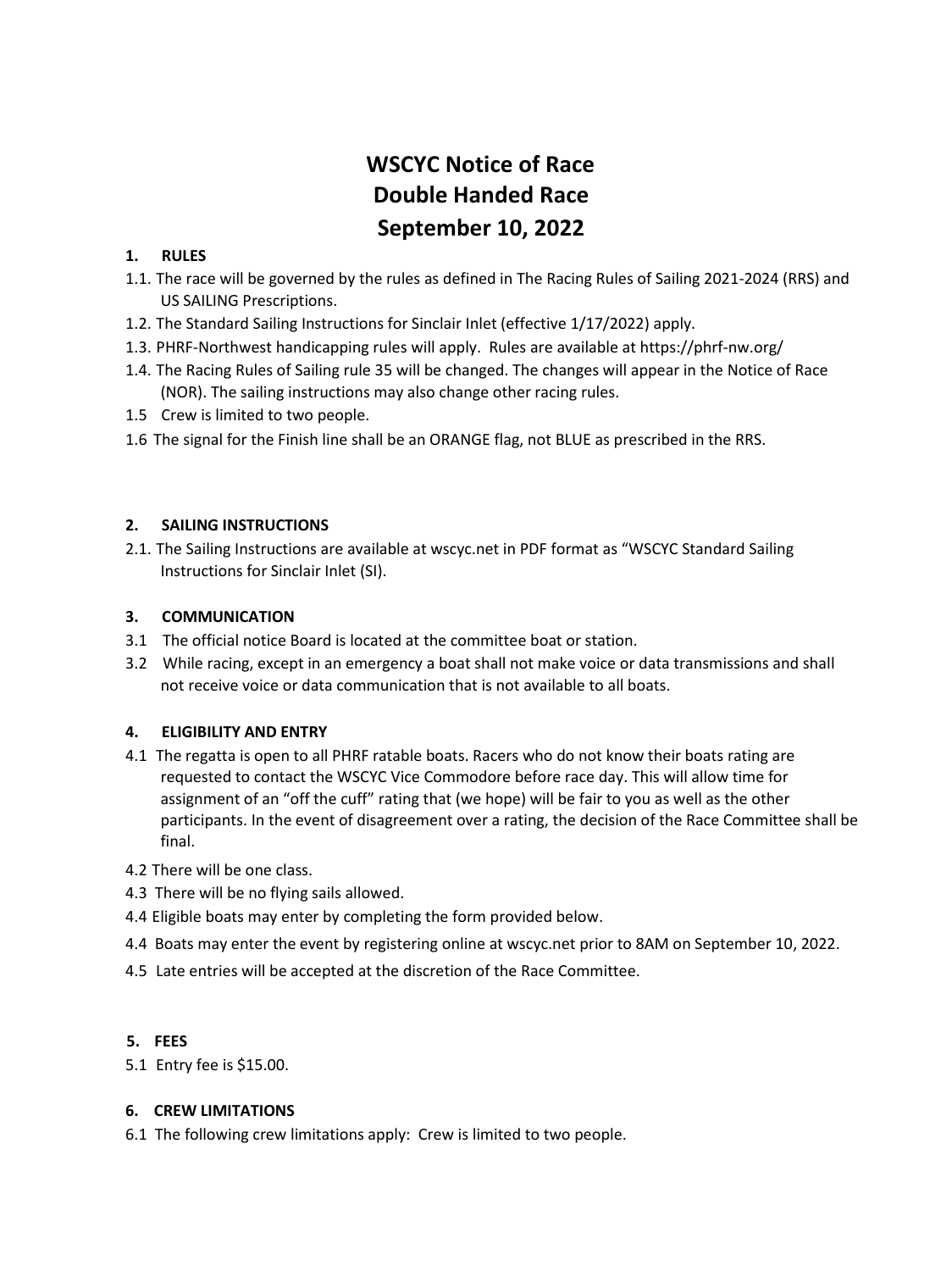# WSCYC Notice of Race
# Double Handed Race
# September 10, 2022

## 1. RULES

1.1. The race will be governed by the rules as defined in The Racing Rules of Sailing 2021-2024 (RRS) and US SAILING Prescriptions.

1.2. The Standard Sailing Instructions for Sinclair Inlet (effective 1/17/2022) apply.

1.3. PHRF-Northwest handicapping rules will apply. Rules are available at https://phrf-nw.org/

1.4. The Racing Rules of Sailing rule 35 will be changed. The changes will appear in the Notice of Race (NOR). The sailing instructions may also change other racing rules.

1.5 Crew is limited to two people.

1.6 The signal for the Finish line shall be an ORANGE flag, not BLUE as prescribed in the RRS.

## 2. SAILING INSTRUCTIONS

2.1. The Sailing Instructions are available at wscyc.net in PDF format as "WSCYC Standard Sailing Instructions for Sinclair Inlet (SI).

## 3. COMMUNICATION

3.1 The official notice Board is located at the committee boat or station.

3.2 While racing, except in an emergency a boat shall not make voice or data transmissions and shall not receive voice or data communication that is not available to all boats.

## 4. ELIGIBILITY AND ENTRY

4.1 The regatta is open to all PHRF ratable boats. Racers who do not know their boats rating are requested to contact the WSCYC Vice Commodore before race day. This will allow time for assignment of an "off the cuff" rating that (we hope) will be fair to you as well as the other participants. In the event of disagreement over a rating, the decision of the Race Committee shall be final.

4.2 There will be one class.

4.3 There will be no flying sails allowed.

4.4 Eligible boats may enter by completing the form provided below.

4.4 Boats may enter the event by registering online at wscyc.net prior to 8AM on September 10, 2022.

4.5 Late entries will be accepted at the discretion of the Race Committee.

## 5. FEES

5.1 Entry fee is $15.00.

## 6. CREW LIMITATIONS

6.1 The following crew limitations apply: Crew is limited to two people.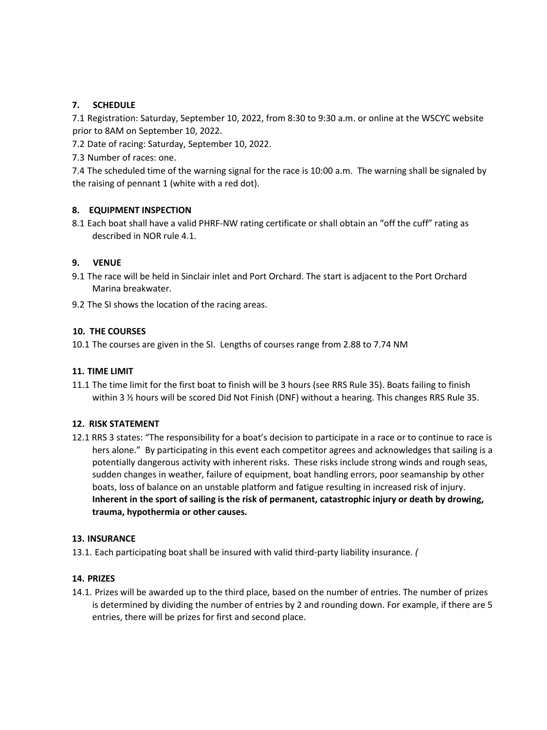## 7. SCHEDULE

7.1 Registration: Saturday, September 10, 2022, from 8:30 to 9:30 a.m. or online at the WSCYC website prior to 8AM on September 10, 2022.

7.2 Date of racing: Saturday, September 10, 2022.

7.3 Number of races: one.

7.4 The scheduled time of the warning signal for the race is 10:00 a.m. The warning shall be signaled by the raising of pennant 1 (white with a red dot).

## 8. EQUIPMENT INSPECTION

8.1 Each boat shall have a valid PHRF-NW rating certificate or shall obtain an "off the cuff" rating as described in NOR rule 4.1.

## 9. VENUE

9.1 The race will be held in Sinclair inlet and Port Orchard. The start is adjacent to the Port Orchard Marina breakwater.

9.2 The SI shows the location of the racing areas.

## 10. THE COURSES

10.1 The courses are given in the SI. Lengths of courses range from 2.88 to 7.74 NM

## 11. TIME LIMIT

11.1 The time limit for the first boat to finish will be 3 hours (see RRS Rule 35). Boats failing to finish within 3 ½ hours will be scored Did Not Finish (DNF) without a hearing. This changes RRS Rule 35.

## 12. RISK STATEMENT

12.1 RRS 3 states: "The responsibility for a boat's decision to participate in a race or to continue to race is hers alone." By participating in this event each competitor agrees and acknowledges that sailing is a potentially dangerous activity with inherent risks. These risks include strong winds and rough seas, sudden changes in weather, failure of equipment, boat handling errors, poor seamanship by other boats, loss of balance on an unstable platform and fatigue resulting in increased risk of injury. **Inherent in the sport of sailing is the risk of permanent, catastrophic injury or death by drowing, trauma, hypothermia or other causes.**

## 13. INSURANCE

13.1. Each participating boat shall be insured with valid third-party liability insurance. *(*

## 14. PRIZES

14.1. Prizes will be awarded up to the third place, based on the number of entries. The number of prizes is determined by dividing the number of entries by 2 and rounding down. For example, if there are 5 entries, there will be prizes for first and second place.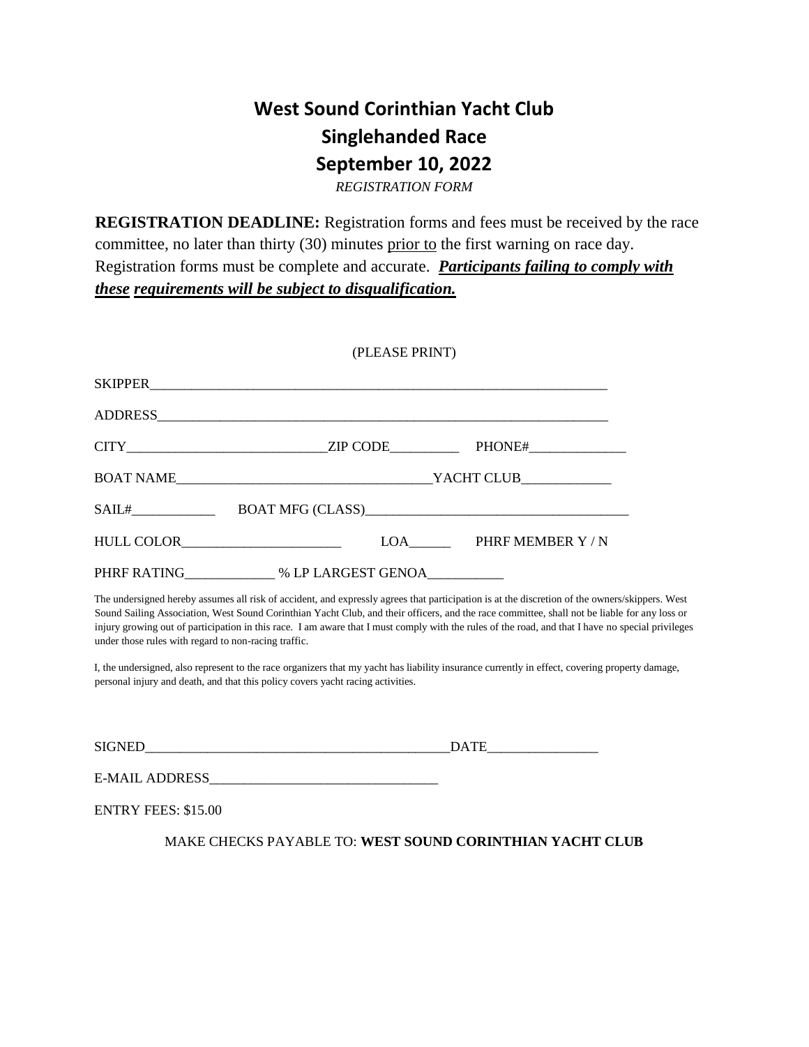# West Sound Corinthian Yacht Club
# Singlehanded Race
# September 10, 2022

*REGISTRATION FORM*

**REGISTRATION DEADLINE:** Registration forms and fees must be received by the race committee, no later than thirty (30) minutes prior to the first warning on race day. Registration forms must be complete and accurate. ***Participants failing to comply with these requirements will be subject to disqualification.***

(PLEASE PRINT)

SKIPPER_____________________________________________________________________

ADDRESS_____________________________________________________________________

CITY_____________________________ZIP CODE__________ PHONE#______________

BOAT NAME____________________________________YACHT CLUB_____________

SAIL#____________ BOAT MFG (CLASS)______________________________________

HULL COLOR_______________________ LOA______ PHRF MEMBER Y / N

PHRF RATING_____________ % LP LARGEST GENOA___________

The undersigned hereby assumes all risk of accident, and expressly agrees that participation is at the discretion of the owners/skippers. West Sound Sailing Association, West Sound Corinthian Yacht Club, and their officers, and the race committee, shall not be liable for any loss or injury growing out of participation in this race. I am aware that I must comply with the rules of the road, and that I have no special privileges under those rules with regard to non-racing traffic.

I, the undersigned, also represent to the race organizers that my yacht has liability insurance currently in effect, covering property damage, personal injury and death, and that this policy covers yacht racing activities.

SIGNED_____________________________________________DATE________________

E-MAIL ADDRESS_________________________________

ENTRY FEES: $15.00

MAKE CHECKS PAYABLE TO: **WEST SOUND CORINTHIAN YACHT CLUB**